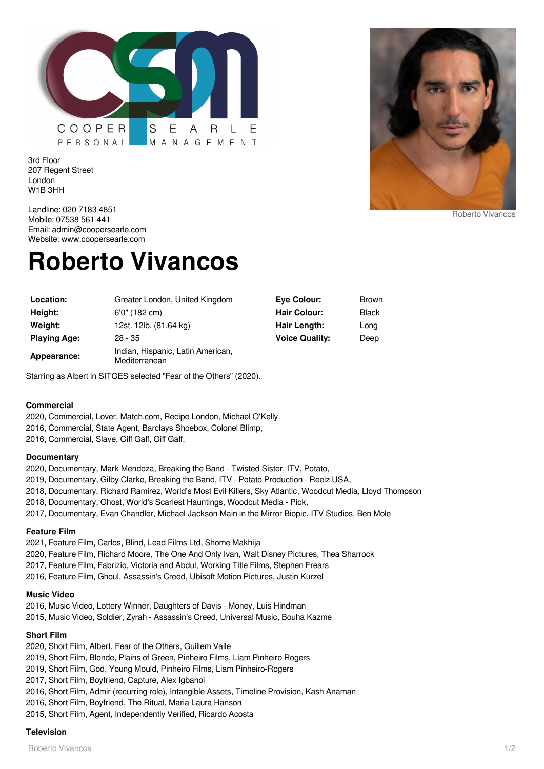COOPER SEARLE
PERSONAL MANAGEMENT

3rd Floor
207 Regent Street
London
W1B 3HH

Landline: 020 7183 4851
Mobile: 07538 561 441
Email: admin@coopersearle.com
Website: www.coopersearle.com

Roberto Vivancos

# Roberto Vivancos

| | | | |
|---|---|---|---|
| **Location:** | Greater London, United Kingdom | **Eye Colour:** | Brown |
| **Height:** | 6'0" (182 cm) | **Hair Colour:** | Black |
| **Weight:** | 12st. 12lb. (81.64 kg) | **Hair Length:** | Long |
| **Playing Age:** | 28 - 35 | **Voice Quality:** | Deep |
| **Appearance:** | Indian, Hispanic, Latin American, Mediterranean | | |

Starring as Albert in SITGES selected "Fear of the Others" (2020).

### Commercial

2020, Commercial, Lover, Match.com, Recipe London, Michael O'Kelly
2016, Commercial, State Agent, Barclays Shoebox, Colonel Blimp,
2016, Commercial, Slave, Giff Gaff, Giff Gaff,

### Documentary

2020, Documentary, Mark Mendoza, Breaking the Band - Twisted Sister, ITV, Potato,
2019, Documentary, Gilby Clarke, Breaking the Band, ITV - Potato Production - Reelz USA,
2018, Documentary, Richard Ramirez, World's Most Evil Killers, Sky Atlantic, Woodcut Media, Lloyd Thompson
2018, Documentary, Ghost, World's Scariest Hauntings, Woodcut Media - Pick,
2017, Documentary, Evan Chandler, Michael Jackson Main in the Mirror Biopic, ITV Studios, Ben Mole

### Feature Film

2021, Feature Film, Carlos, Blind, Lead Films Ltd, Shome Makhija
2020, Feature Film, Richard Moore, The One And Only Ivan, Walt Disney Pictures, Thea Sharrock
2017, Feature Film, Fabrizio, Victoria and Abdul, Working Title Films, Stephen Frears
2016, Feature Film, Ghoul, Assassin's Creed, Ubisoft Motion Pictures, Justin Kurzel

### Music Video

2016, Music Video, Lottery Winner, Daughters of Davis - Money, Luis Hindman
2015, Music Video, Soldier, Zyrah - Assassin's Creed, Universal Music, Bouha Kazme

### Short Film

2020, Short Film, Albert, Fear of the Others, Guillem Valle
2019, Short Film, Blonde, Plains of Green, Pinheiro Films, Liam Pinheiro Rogers
2019, Short Film, God, Young Mould, Pinheiro Films, Liam Pinheiro-Rogers
2017, Short Film, Boyfriend, Capture, Alex Igbanoi
2016, Short Film, Admir (recurring role), Intangible Assets, Timeline Provision, Kash Anaman
2016, Short Film, Boyfriend, The Ritual, Maria Laura Hanson
2015, Short Film, Agent, Independently Verified, Ricardo Acosta

### Television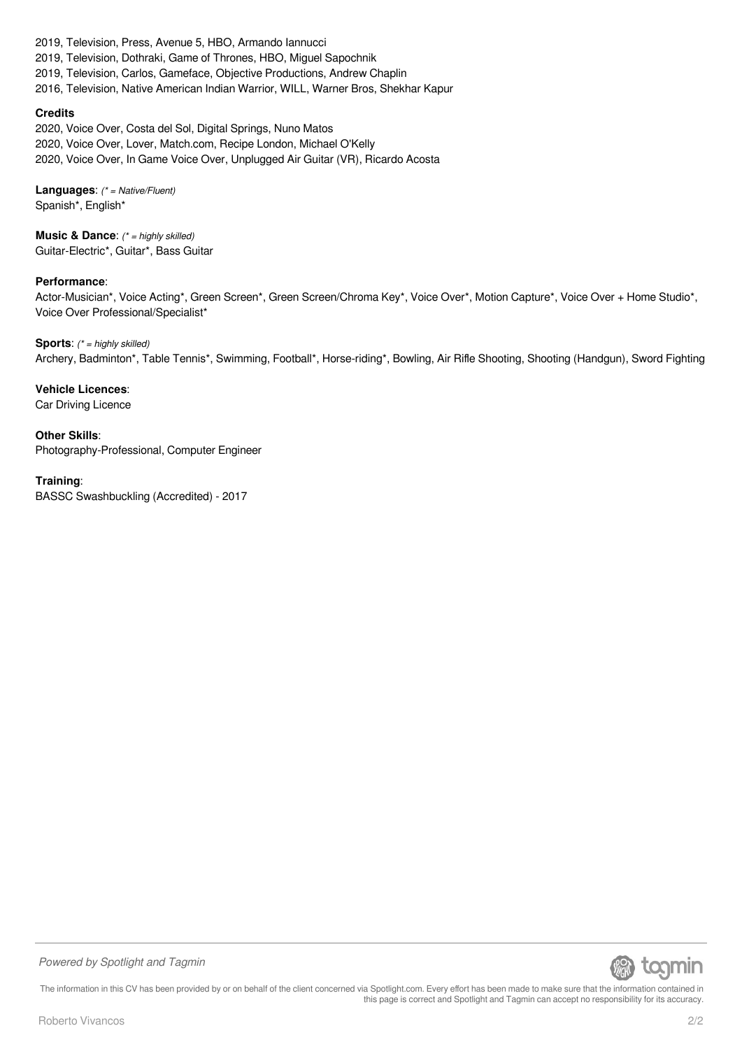2019, Television, Press, Avenue 5, HBO, Armando Iannucci
2019, Television, Dothraki, Game of Thrones, HBO, Miguel Sapochnik
2019, Television, Carlos, Gameface, Objective Productions, Andrew Chaplin
2016, Television, Native American Indian Warrior, WILL, Warner Bros, Shekhar Kapur

**Credits**

2020, Voice Over, Costa del Sol, Digital Springs, Nuno Matos
2020, Voice Over, Lover, Match.com, Recipe London, Michael O'Kelly
2020, Voice Over, In Game Voice Over, Unplugged Air Guitar (VR), Ricardo Acosta

**Languages**: *(* = Native/Fluent)*
Spanish*, English*

**Music & Dance**: *(* = highly skilled)*
Guitar-Electric*, Guitar*, Bass Guitar

**Performance**:
Actor-Musician*, Voice Acting*, Green Screen*, Green Screen/Chroma Key*, Voice Over*, Motion Capture*, Voice Over + Home Studio*, Voice Over Professional/Specialist*

**Sports**: *(* = highly skilled)*
Archery, Badminton*, Table Tennis*, Swimming, Football*, Horse-riding*, Bowling, Air Rifle Shooting, Shooting (Handgun), Sword Fighting

**Vehicle Licences**:
Car Driving Licence

**Other Skills**:
Photography-Professional, Computer Engineer

**Training**:
BASSC Swashbuckling (Accredited) - 2017

*Powered by Spotlight and Tagmin*

The information in this CV has been provided by or on behalf of the client concerned via Spotlight.com. Every effort has been made to make sure that the information contained in this page is correct and Spotlight and Tagmin can accept no responsibility for its accuracy.